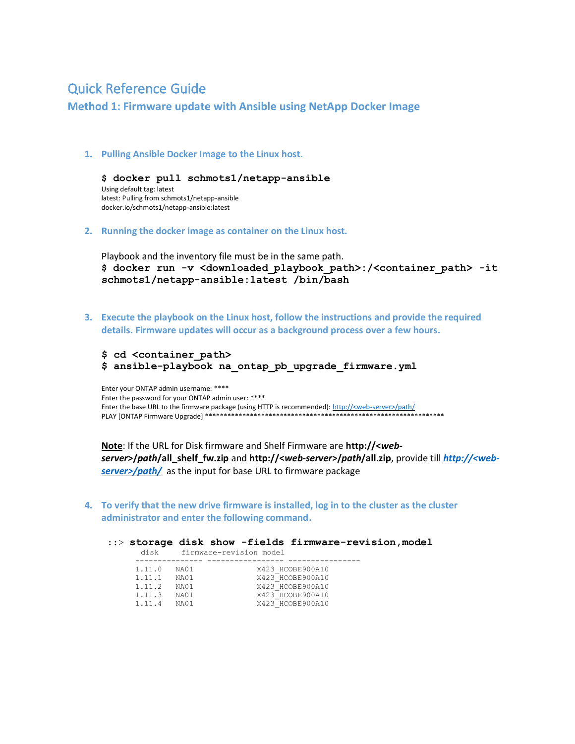# Quick Reference Guide

## Method 1: Firmware update with Ansible using NetApp Docker Image

1. **Pulling Ansible Docker Image to the Linux host.**

```
$ docker pull schmots1/netapp-ansible
Using default tag: latest
latest: Pulling from schmots1/netapp-ansible
docker.io/schmots1/netapp-ansible:latest
```

2. **Running the docker image as container on the Linux host.**

   Playbook and the inventory file must be in the same path.

```
$ docker run -v <downloaded_playbook_path>:/<container_path> -it schmots1/netapp-ansible:latest /bin/bash
```

3. **Execute the playbook on the Linux host, follow the instructions and provide the required details. Firmware updates will occur as a background process over a few hours.**

```
$ cd <container_path>
$ ansible-playbook na_ontap_pb_upgrade_firmware.yml
```

```
Enter your ONTAP admin username: ****
Enter the password for your ONTAP admin user: ****
Enter the base URL to the firmware package (using HTTP is recommended): http://<web-server>/path/
PLAY [ONTAP Firmware Upgrade] ****************************************************************
```

   **Note**: If the URL for Disk firmware and Shelf Firmware are **http://<*web-server*>/*path*/all_shelf_fw.zip** and **http://<*web-server*>/*path*/all.zip**, provide till ***http://<web-server>/path/*** as the input for base URL to firmware package

4. **To verify that the new drive firmware is installed, log in to the cluster as the cluster administrator and enter the following command.**

```
::> storage disk show -fields firmware-revision,model
 disk      firmware-revision model
--------------- ----------------- ----------------
1.11.0    NA01              X423_HCOBE900A10
1.11.1    NA01              X423_HCOBE900A10
1.11.2    NA01              X423_HCOBE900A10
1.11.3    NA01              X423_HCOBE900A10
1.11.4    NA01              X423_HCOBE900A10
```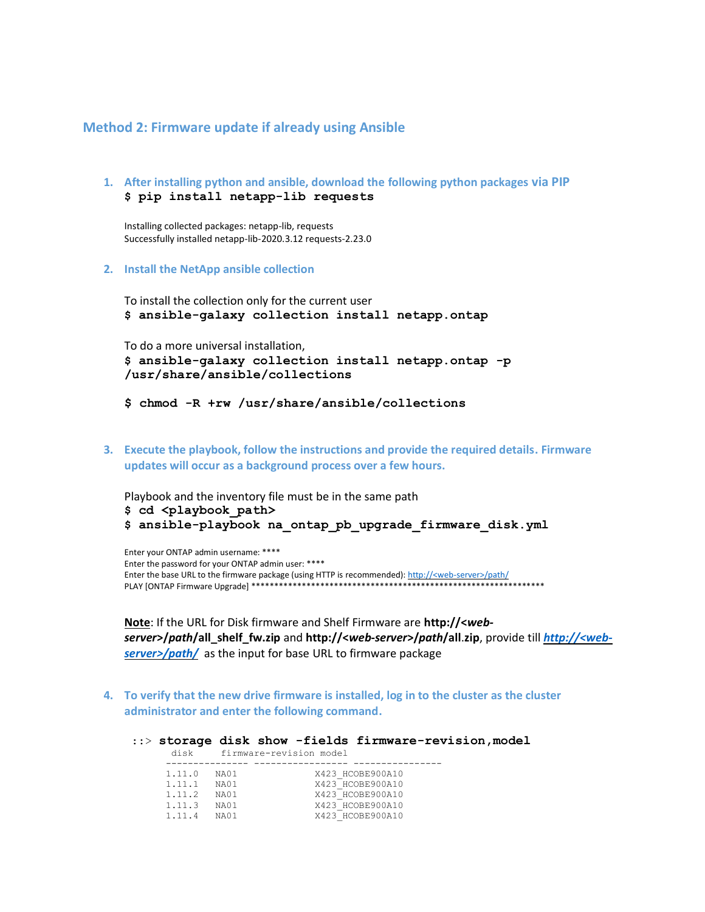## Method 2: Firmware update if already using Ansible

1. **After installing python and ansible, download the following python packages via PIP**

   ```
   $ pip install netapp-lib requests
   ```

   Installing collected packages: netapp-lib, requests
   Successfully installed netapp-lib-2020.3.12 requests-2.23.0

2. **Install the NetApp ansible collection**

   To install the collection only for the current user

   ```
   $ ansible-galaxy collection install netapp.ontap
   ```

   To do a more universal installation,

   ```
   $ ansible-galaxy collection install netapp.ontap -p
   /usr/share/ansible/collections
   ```

   ```
   $ chmod -R +rw /usr/share/ansible/collections
   ```

3. **Execute the playbook, follow the instructions and provide the required details. Firmware updates will occur as a background process over a few hours.**

   Playbook and the inventory file must be in the same path

   ```
   $ cd <playbook_path>
   $ ansible-playbook na_ontap_pb_upgrade_firmware_disk.yml
   ```

   Enter your ONTAP admin username: ****
   Enter the password for your ONTAP admin user: ****
   Enter the base URL to the firmware package (using HTTP is recommended): http://<web-server>/path/
   PLAY [ONTAP Firmware Upgrade] *****************************************************************

   **Note**: If the URL for Disk firmware and Shelf Firmware are **http://*<web-server>*/*path*/all_shelf_fw.zip** and **http://*<web-server>*/*path*/all.zip**, provide till ***http://<web-server>/path/*** as the input for base URL to firmware package

4. **To verify that the new drive firmware is installed, log in to the cluster as the cluster administrator and enter the following command.**

   ```
   ::> storage disk show -fields firmware-revision,model
       disk     firmware-revision model
       --------------- ----------------- ----------------
       1.11.0   NA01              X423_HCOBE900A10
       1.11.1   NA01              X423_HCOBE900A10
       1.11.2   NA01              X423_HCOBE900A10
       1.11.3   NA01              X423_HCOBE900A10
       1.11.4   NA01              X423_HCOBE900A10
   ```